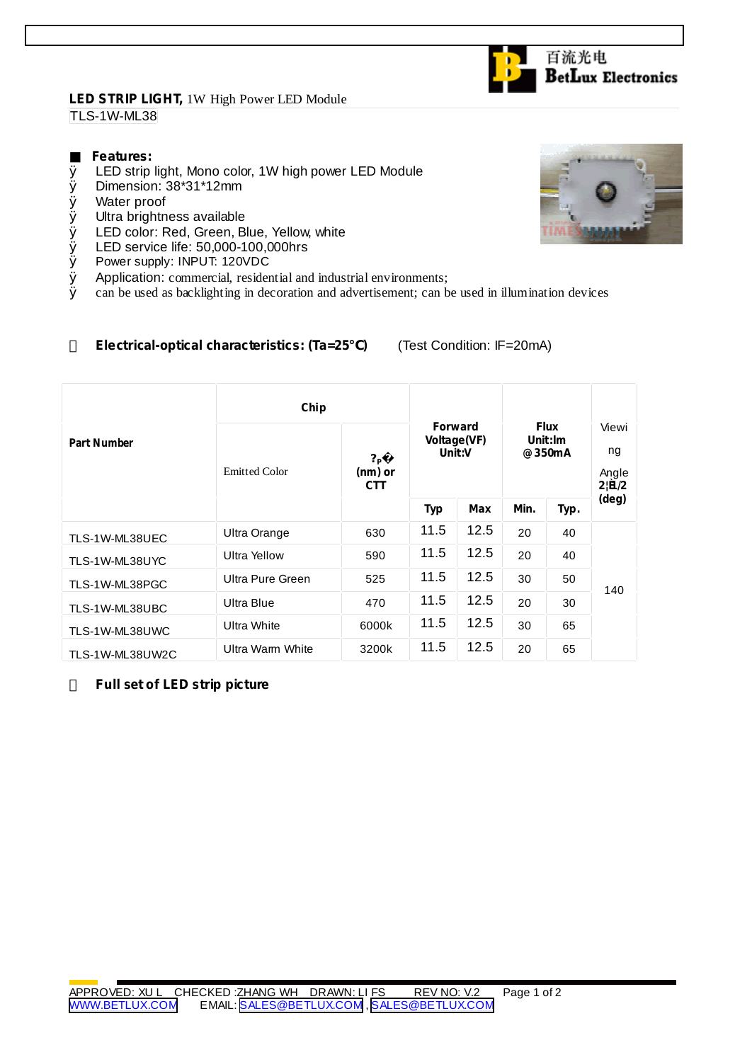百流光电 BetLux Electronics

**LED STRIP LIGHT,** 1W High Power LED Module

TLS-1W-ML38

## Features:

- LED strip light, Mono color, 1W high power LED Module
- Dimension: 38*31*12mm
- Water proof
- Ultra brightness available
- LED color: Red, Green, Blue, Yellow, white
- LED service life: 50,000-100,000hrs
- Power supply: INPUT: 120VDC
- Application: commercial, residential and industrial environments;
- can be used as backlighting in decoration and advertisement; can be used in illumination devices

## Electrical-optical characteristics: (Ta=25°C) (Test Condition: IF=20mA)

| Part Number | Chip | | Forward Voltage(VF) Unit:V | | Flux Unit:lm @350mA | | Viewing Angle 2θ1/2 (deg) |
|---|---|---|---|---|---|---|---|
| | Emitted Color | λP (nm) or CTT | Typ | Max | Min. | Typ. | |
| TLS-1W-ML38UEC | Ultra Orange | 630 | 11.5 | 12.5 | 20 | 40 | 140 |
| TLS-1W-ML38UYC | Ultra Yellow | 590 | 11.5 | 12.5 | 20 | 40 | |
| TLS-1W-ML38PGC | Ultra Pure Green | 525 | 11.5 | 12.5 | 30 | 50 | |
| TLS-1W-ML38UBC | Ultra Blue | 470 | 11.5 | 12.5 | 20 | 30 | |
| TLS-1W-ML38UWC | Ultra White | 6000k | 11.5 | 12.5 | 30 | 65 | |
| TLS-1W-ML38UW2C | Ultra Warm White | 3200k | 11.5 | 12.5 | 20 | 65 | |

## Full set of LED strip picture

APPROVED: XU L CHECKED :ZHANG WH DRAWN: LI FS REV NO: V.2

WWW.BETLUX.COM EMAIL: SALES@BETLUX.COM , SALES@BETLUX.COM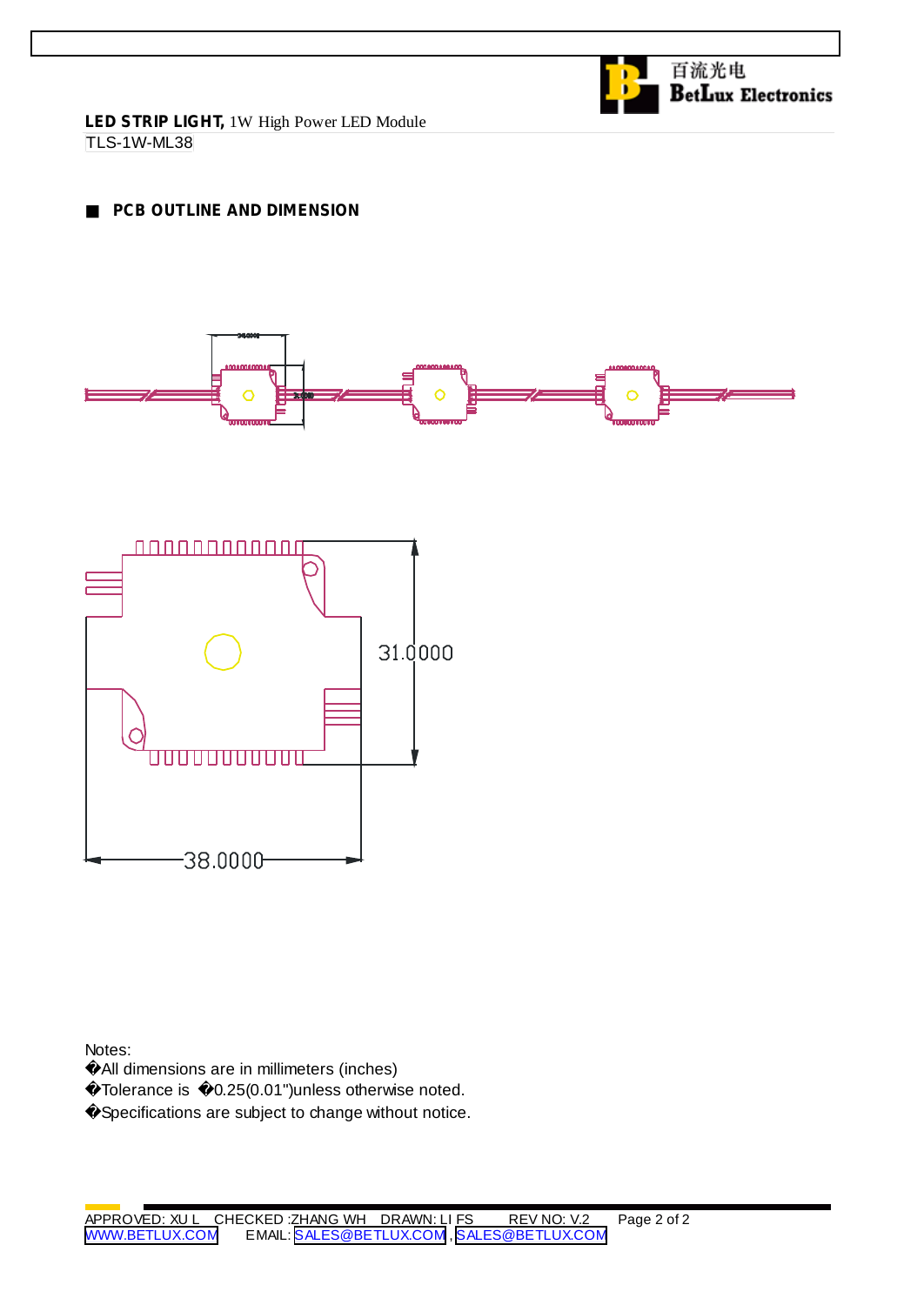**LED STRIP LIGHT,** 1W High Power LED Module

TLS-1W-ML38

## ■ PCB OUTLINE AND DIMENSION

31.0000

38.0000

Notes:

�All dimensions are in millimeters (inches)

�Tolerance is �0.25(0.01")unless otherwise noted.

�Specifications are subject to change without notice.

APPROVED: XU L CHECKED :ZHANG WH DRAWN: LI FS REV NO: V.2

WWW.BETLUX.COM EMAIL: SALES@BETLUX.COM , SALES@BETLUX.COM